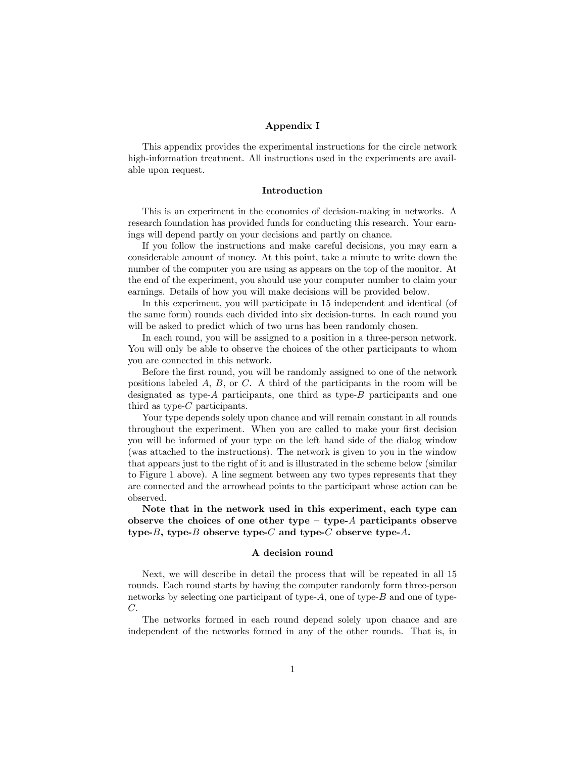## Appendix I

This appendix provides the experimental instructions for the circle network high-information treatment. All instructions used in the experiments are available upon request.

### Introduction

This is an experiment in the economics of decision-making in networks. A research foundation has provided funds for conducting this research. Your earnings will depend partly on your decisions and partly on chance.

If you follow the instructions and make careful decisions, you may earn a considerable amount of money. At this point, take a minute to write down the number of the computer you are using as appears on the top of the monitor. At the end of the experiment, you should use your computer number to claim your earnings. Details of how you will make decisions will be provided below.

In this experiment, you will participate in 15 independent and identical (of the same form) rounds each divided into six decision-turns. In each round you will be asked to predict which of two urns has been randomly chosen.

In each round, you will be assigned to a position in a three-person network. You will only be able to observe the choices of the other participants to whom you are connected in this network.

Before the first round, you will be randomly assigned to one of the network positions labeled $A$, $B$, or $C$. A third of the participants in the room will be designated as type-$A$ participants, one third as type-$B$ participants and one third as type-$C$ participants.

Your type depends solely upon chance and will remain constant in all rounds throughout the experiment. When you are called to make your first decision you will be informed of your type on the left hand side of the dialog window (was attached to the instructions). The network is given to you in the window that appears just to the right of it and is illustrated in the scheme below (similar to Figure 1 above). A line segment between any two types represents that they are connected and the arrowhead points to the participant whose action can be observed.

**Note that in the network used in this experiment, each type can observe the choices of one other type – type-$A$ participants observe type-$B$, type-$B$ observe type-$C$ and type-$C$ observe type-$A$.**

### A decision round

Next, we will describe in detail the process that will be repeated in all 15 rounds. Each round starts by having the computer randomly form three-person networks by selecting one participant of type-$A$, one of type-$B$ and one of type-$C$.

The networks formed in each round depend solely upon chance and are independent of the networks formed in any of the other rounds. That is, in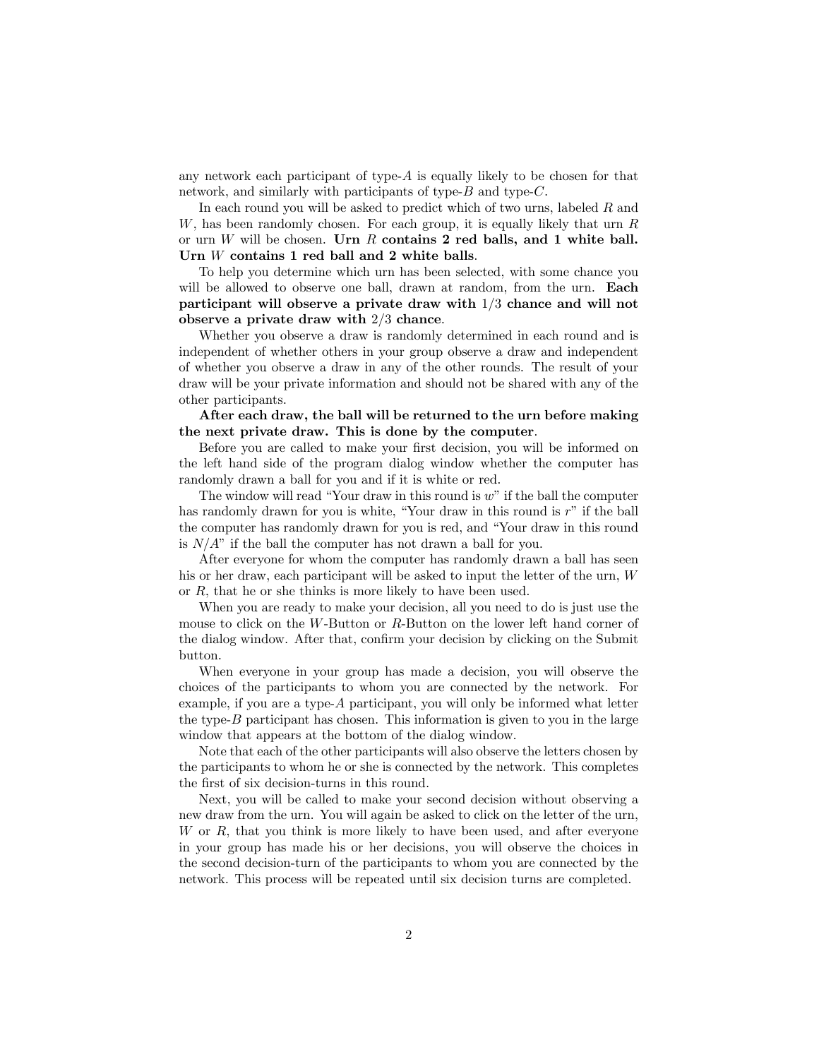any network each participant of type-$A$ is equally likely to be chosen for that network, and similarly with participants of type-$B$ and type-$C$.

In each round you will be asked to predict which of two urns, labeled $R$ and $W$, has been randomly chosen. For each group, it is equally likely that urn $R$ or urn $W$ will be chosen. **Urn $R$ contains 2 red balls, and 1 white ball. Urn $W$ contains 1 red ball and 2 white balls.**

To help you determine which urn has been selected, with some chance you will be allowed to observe one ball, drawn at random, from the urn. **Each participant will observe a private draw with $1/3$ chance and will not observe a private draw with $2/3$ chance.**

Whether you observe a draw is randomly determined in each round and is independent of whether others in your group observe a draw and independent of whether you observe a draw in any of the other rounds. The result of your draw will be your private information and should not be shared with any of the other participants.

**After each draw, the ball will be returned to the urn before making the next private draw. This is done by the computer.**

Before you are called to make your first decision, you will be informed on the left hand side of the program dialog window whether the computer has randomly drawn a ball for you and if it is white or red.

The window will read "Your draw in this round is $w$" if the ball the computer has randomly drawn for you is white, "Your draw in this round is $r$" if the ball the computer has randomly drawn for you is red, and "Your draw in this round is $N/A$" if the ball the computer has not drawn a ball for you.

After everyone for whom the computer has randomly drawn a ball has seen his or her draw, each participant will be asked to input the letter of the urn, $W$ or $R$, that he or she thinks is more likely to have been used.

When you are ready to make your decision, all you need to do is just use the mouse to click on the $W$-Button or $R$-Button on the lower left hand corner of the dialog window. After that, confirm your decision by clicking on the Submit button.

When everyone in your group has made a decision, you will observe the choices of the participants to whom you are connected by the network. For example, if you are a type-$A$ participant, you will only be informed what letter the type-$B$ participant has chosen. This information is given to you in the large window that appears at the bottom of the dialog window.

Note that each of the other participants will also observe the letters chosen by the participants to whom he or she is connected by the network. This completes the first of six decision-turns in this round.

Next, you will be called to make your second decision without observing a new draw from the urn. You will again be asked to click on the letter of the urn, $W$ or $R$, that you think is more likely to have been used, and after everyone in your group has made his or her decisions, you will observe the choices in the second decision-turn of the participants to whom you are connected by the network. This process will be repeated until six decision turns are completed.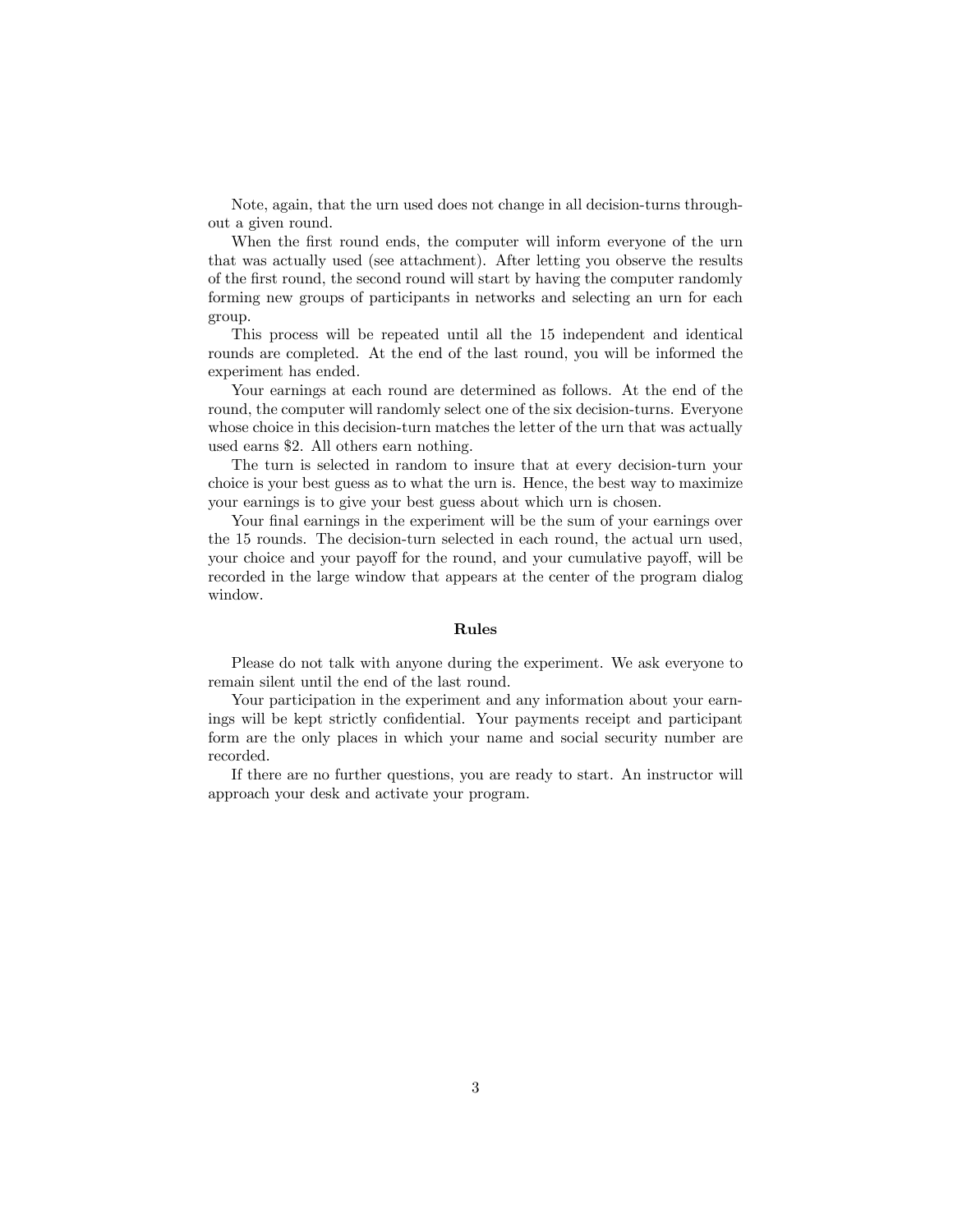Note, again, that the urn used does not change in all decision-turns throughout a given round.

When the first round ends, the computer will inform everyone of the urn that was actually used (see attachment). After letting you observe the results of the first round, the second round will start by having the computer randomly forming new groups of participants in networks and selecting an urn for each group.

This process will be repeated until all the 15 independent and identical rounds are completed. At the end of the last round, you will be informed the experiment has ended.

Your earnings at each round are determined as follows. At the end of the round, the computer will randomly select one of the six decision-turns. Everyone whose choice in this decision-turn matches the letter of the urn that was actually used earns $2. All others earn nothing.

The turn is selected in random to insure that at every decision-turn your choice is your best guess as to what the urn is. Hence, the best way to maximize your earnings is to give your best guess about which urn is chosen.

Your final earnings in the experiment will be the sum of your earnings over the 15 rounds. The decision-turn selected in each round, the actual urn used, your choice and your payoff for the round, and your cumulative payoff, will be recorded in the large window that appears at the center of the program dialog window.

### Rules

Please do not talk with anyone during the experiment. We ask everyone to remain silent until the end of the last round.

Your participation in the experiment and any information about your earnings will be kept strictly confidential. Your payments receipt and participant form are the only places in which your name and social security number are recorded.

If there are no further questions, you are ready to start. An instructor will approach your desk and activate your program.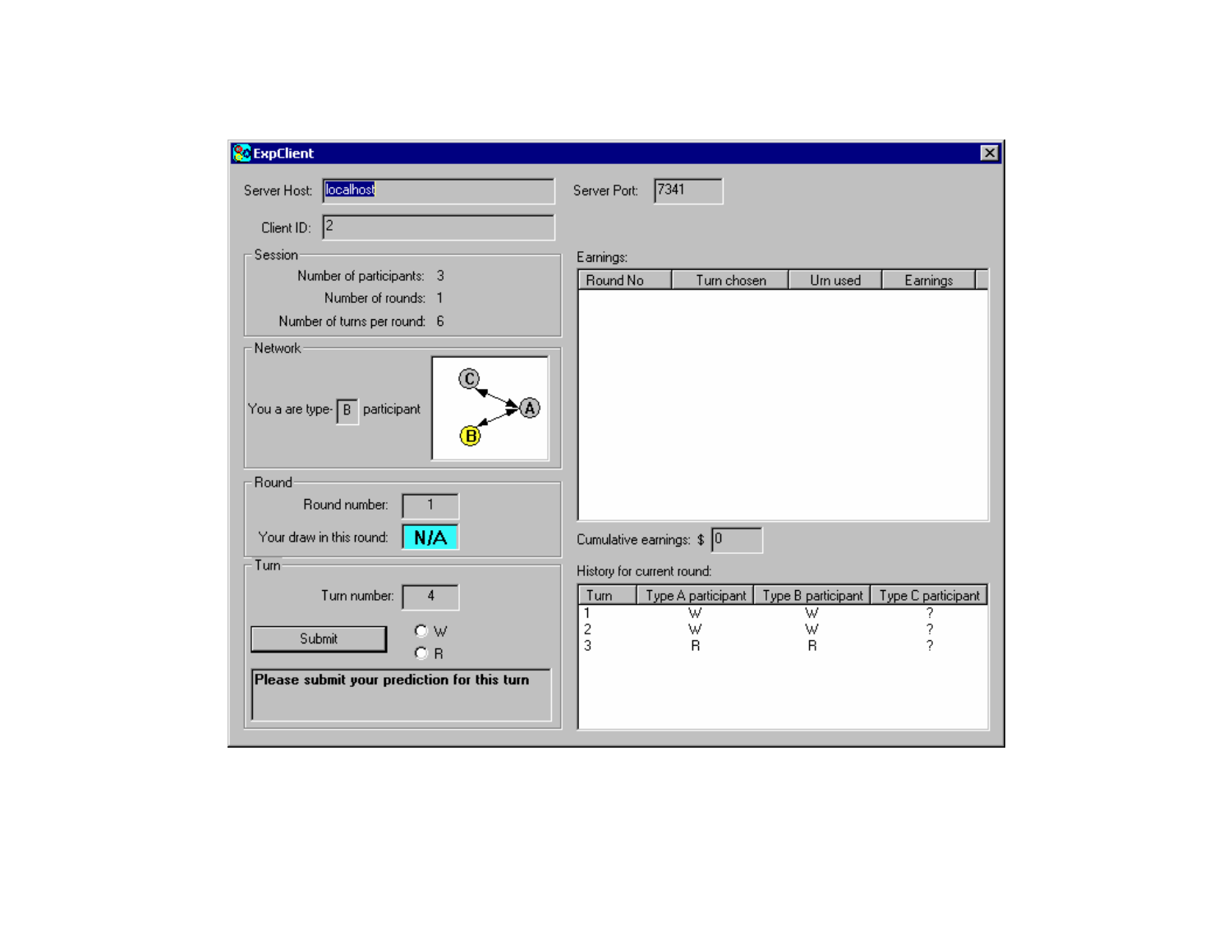ExpClient

Server Host: localhost

Server Port: 7341

Client ID: 2

Session

Number of participants: 3

Number of rounds: 1

Number of turns per round: 6

Network

You a are type- B participant

C A B

Round

Round number: 1

Your draw in this round: N/A

Turn

Turn number: 4

Submit

W

R

**Please submit your prediction for this turn**

Earnings:

| Round No | Turn chosen | Urn used | Earnings |
|---|---|---|---|

Cumulative earnings: $ 0

History for current round:

| Turn | Type A participant | Type B participant | Type C participant |
|---|---|---|---|
| 1 | W | W | ? |
| 2 | W | W | ? |
| 3 | R | R | ? |